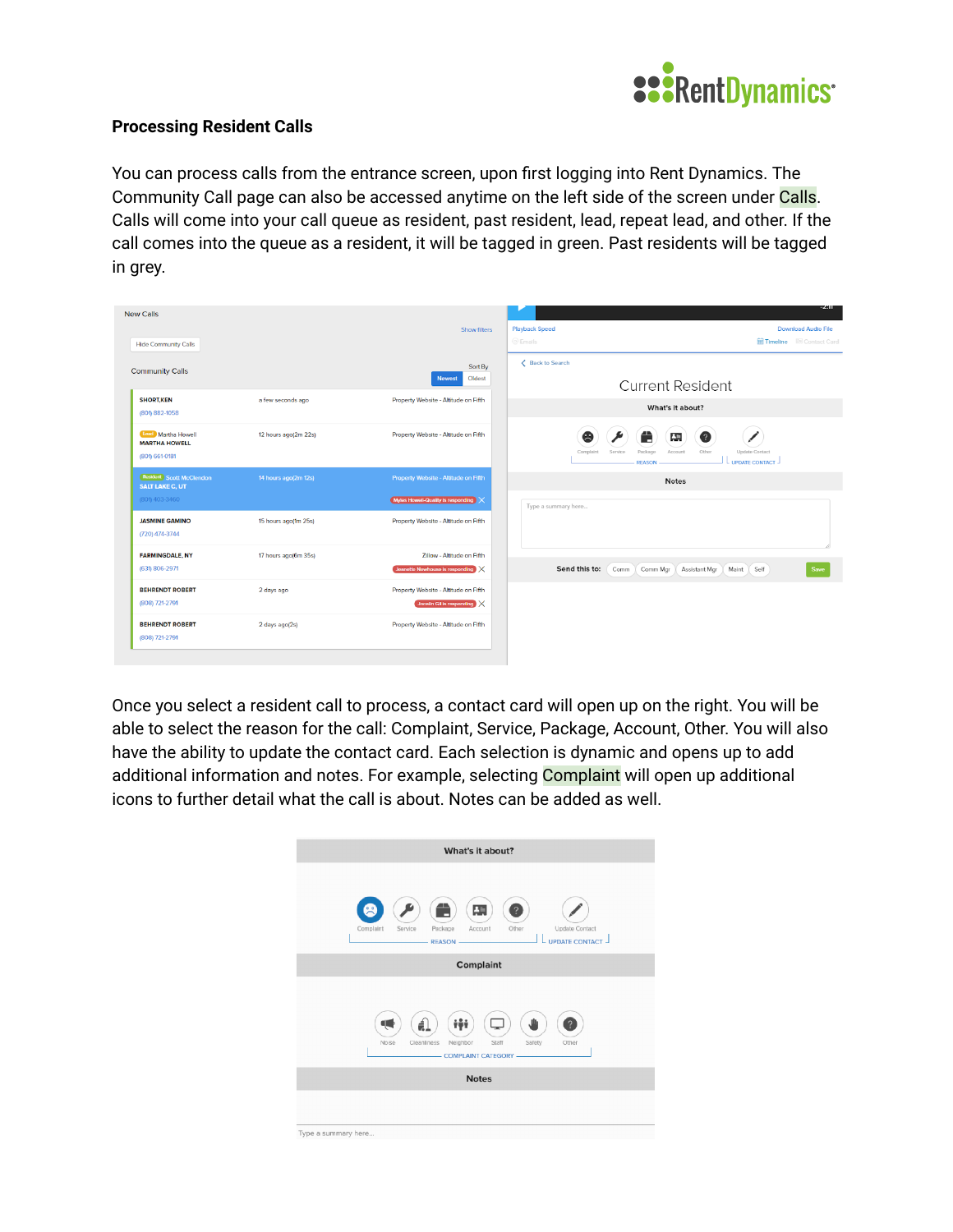## Processing Resident Calls

You can process calls from the entrance screen, upon first logging into Rent Dynamics. The Community Call page can also be accessed anytime on the left side of the screen under Calls. Calls will come into your call queue as resident, past resident, lead, repeat lead, and other. If the call comes into the queue as a resident, it will be tagged in green. Past residents will be tagged in grey.

Once you select a resident call to process, a contact card will open up on the right. You will be able to select the reason for the call: Complaint, Service, Package, Account, Other. You will also have the ability to update the contact card. Each selection is dynamic and opens up to add additional information and notes. For example, selecting Complaint will open up additional icons to further detail what the call is about. Notes can be added as well.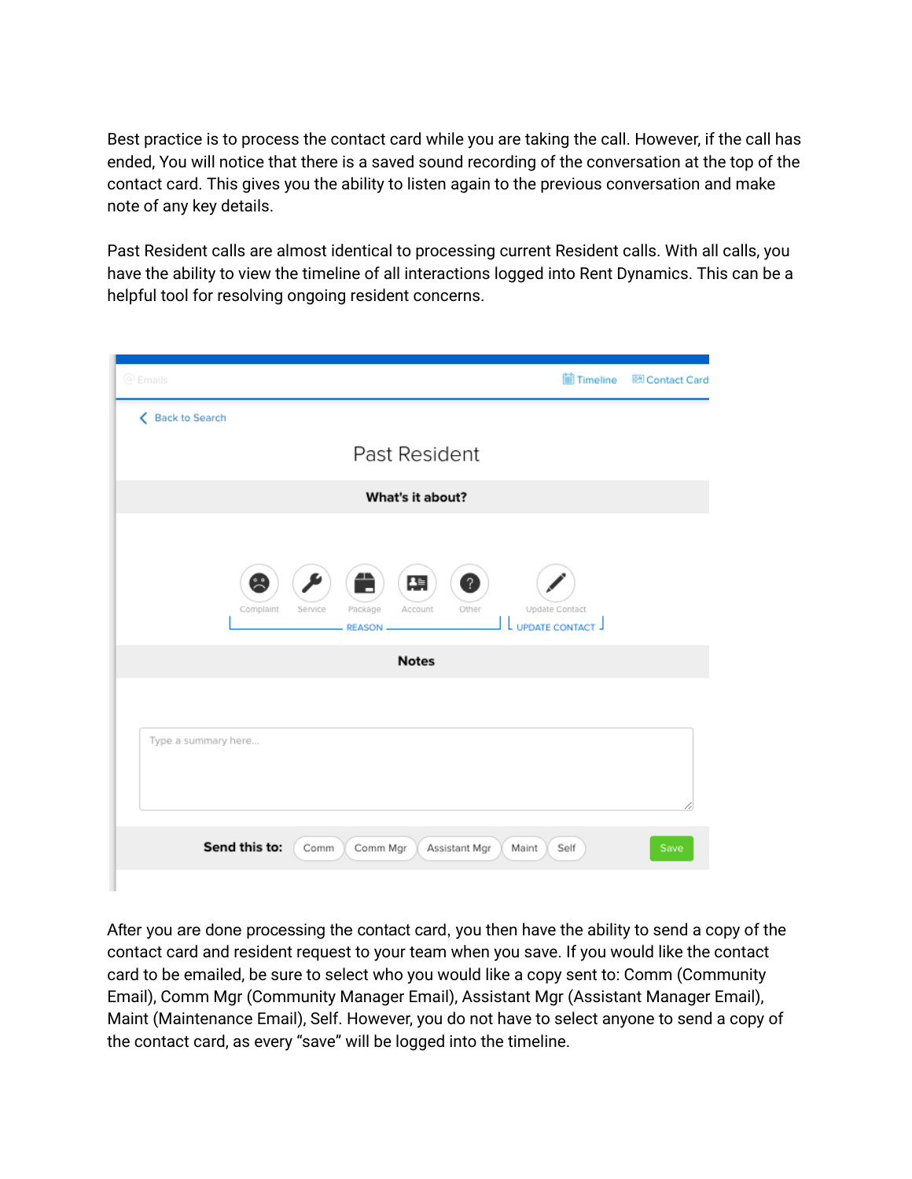Best practice is to process the contact card while you are taking the call. However, if the call has ended, You will notice that there is a saved sound recording of the conversation at the top of the contact card. This gives you the ability to listen again to the previous conversation and make note of any key details.

Past Resident calls are almost identical to processing current Resident calls. With all calls, you have the ability to view the timeline of all interactions logged into Rent Dynamics. This can be a helpful tool for resolving ongoing resident concerns.

After you are done processing the contact card, you then have the ability to send a copy of the contact card and resident request to your team when you save. If you would like the contact card to be emailed, be sure to select who you would like a copy sent to: Comm (Community Email), Comm Mgr (Community Manager Email), Assistant Mgr (Assistant Manager Email), Maint (Maintenance Email), Self. However, you do not have to select anyone to send a copy of the contact card, as every "save" will be logged into the timeline.